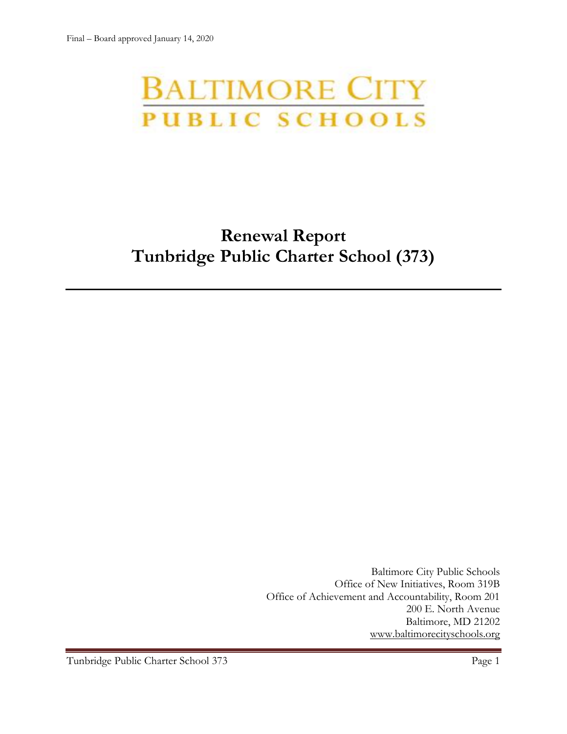Final – Board approved January 14, 2020

BALTIMORE CITY
PUBLIC SCHOOLS

# Renewal Report
# Tunbridge Public Charter School (373)

Baltimore City Public Schools
Office of New Initiatives, Room 319B
Office of Achievement and Accountability, Room 201
200 E. North Avenue
Baltimore, MD 21202
www.baltimorecityschools.org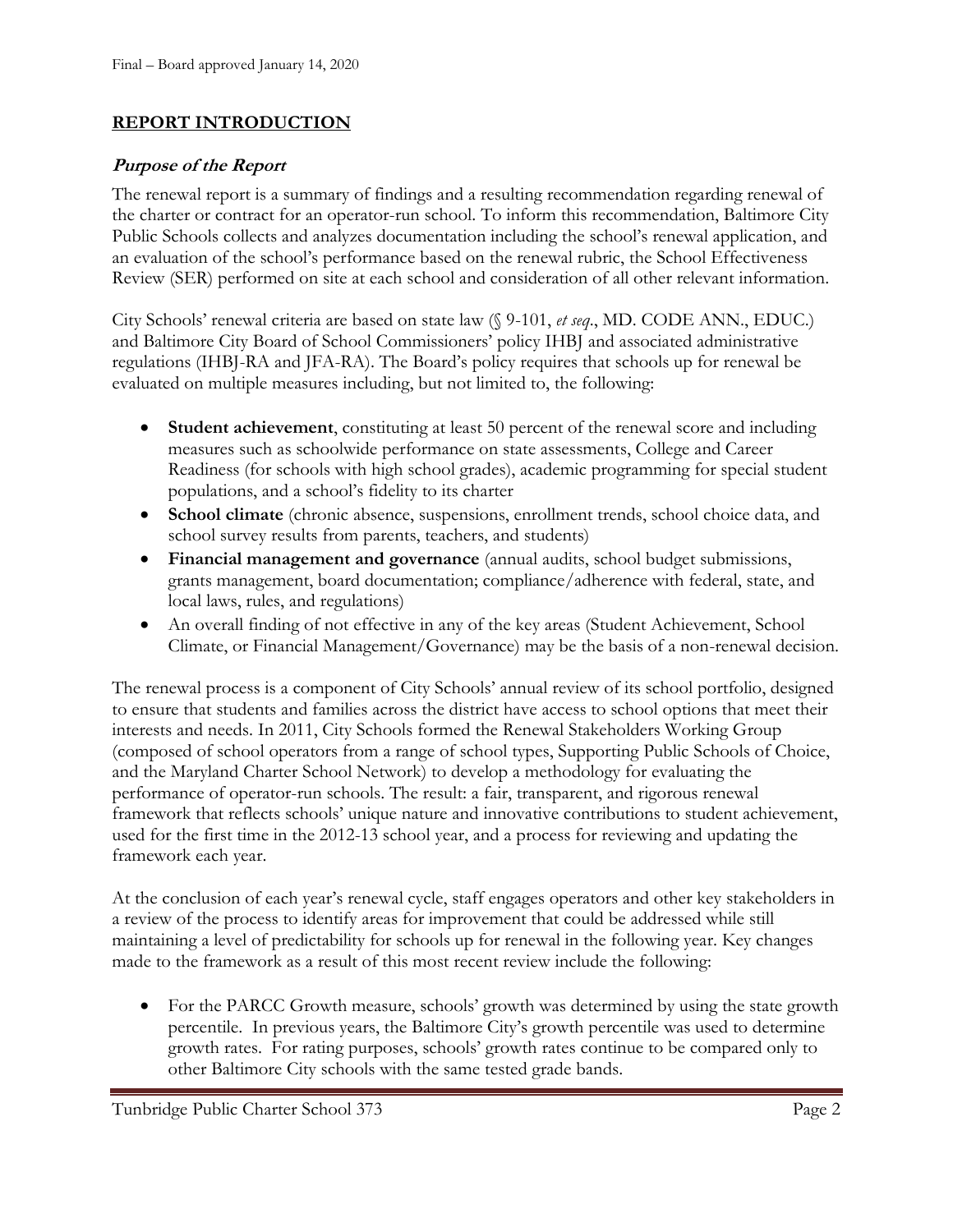## REPORT INTRODUCTION

### *Purpose of the Report*

The renewal report is a summary of findings and a resulting recommendation regarding renewal of the charter or contract for an operator-run school. To inform this recommendation, Baltimore City Public Schools collects and analyzes documentation including the school's renewal application, and an evaluation of the school's performance based on the renewal rubric, the School Effectiveness Review (SER) performed on site at each school and consideration of all other relevant information.

City Schools' renewal criteria are based on state law (§ 9-101, *et seq*., MD. CODE ANN., EDUC.) and Baltimore City Board of School Commissioners' policy IHBJ and associated administrative regulations (IHBJ-RA and JFA-RA). The Board's policy requires that schools up for renewal be evaluated on multiple measures including, but not limited to, the following:

- **Student achievement**, constituting at least 50 percent of the renewal score and including measures such as schoolwide performance on state assessments, College and Career Readiness (for schools with high school grades), academic programming for special student populations, and a school's fidelity to its charter
- **School climate** (chronic absence, suspensions, enrollment trends, school choice data, and school survey results from parents, teachers, and students)
- **Financial management and governance** (annual audits, school budget submissions, grants management, board documentation; compliance/adherence with federal, state, and local laws, rules, and regulations)
- An overall finding of not effective in any of the key areas (Student Achievement, School Climate, or Financial Management/Governance) may be the basis of a non-renewal decision.

The renewal process is a component of City Schools' annual review of its school portfolio, designed to ensure that students and families across the district have access to school options that meet their interests and needs. In 2011, City Schools formed the Renewal Stakeholders Working Group (composed of school operators from a range of school types, Supporting Public Schools of Choice, and the Maryland Charter School Network) to develop a methodology for evaluating the performance of operator-run schools. The result: a fair, transparent, and rigorous renewal framework that reflects schools' unique nature and innovative contributions to student achievement, used for the first time in the 2012-13 school year, and a process for reviewing and updating the framework each year.

At the conclusion of each year's renewal cycle, staff engages operators and other key stakeholders in a review of the process to identify areas for improvement that could be addressed while still maintaining a level of predictability for schools up for renewal in the following year. Key changes made to the framework as a result of this most recent review include the following:

- For the PARCC Growth measure, schools' growth was determined by using the state growth percentile. In previous years, the Baltimore City's growth percentile was used to determine growth rates. For rating purposes, schools' growth rates continue to be compared only to other Baltimore City schools with the same tested grade bands.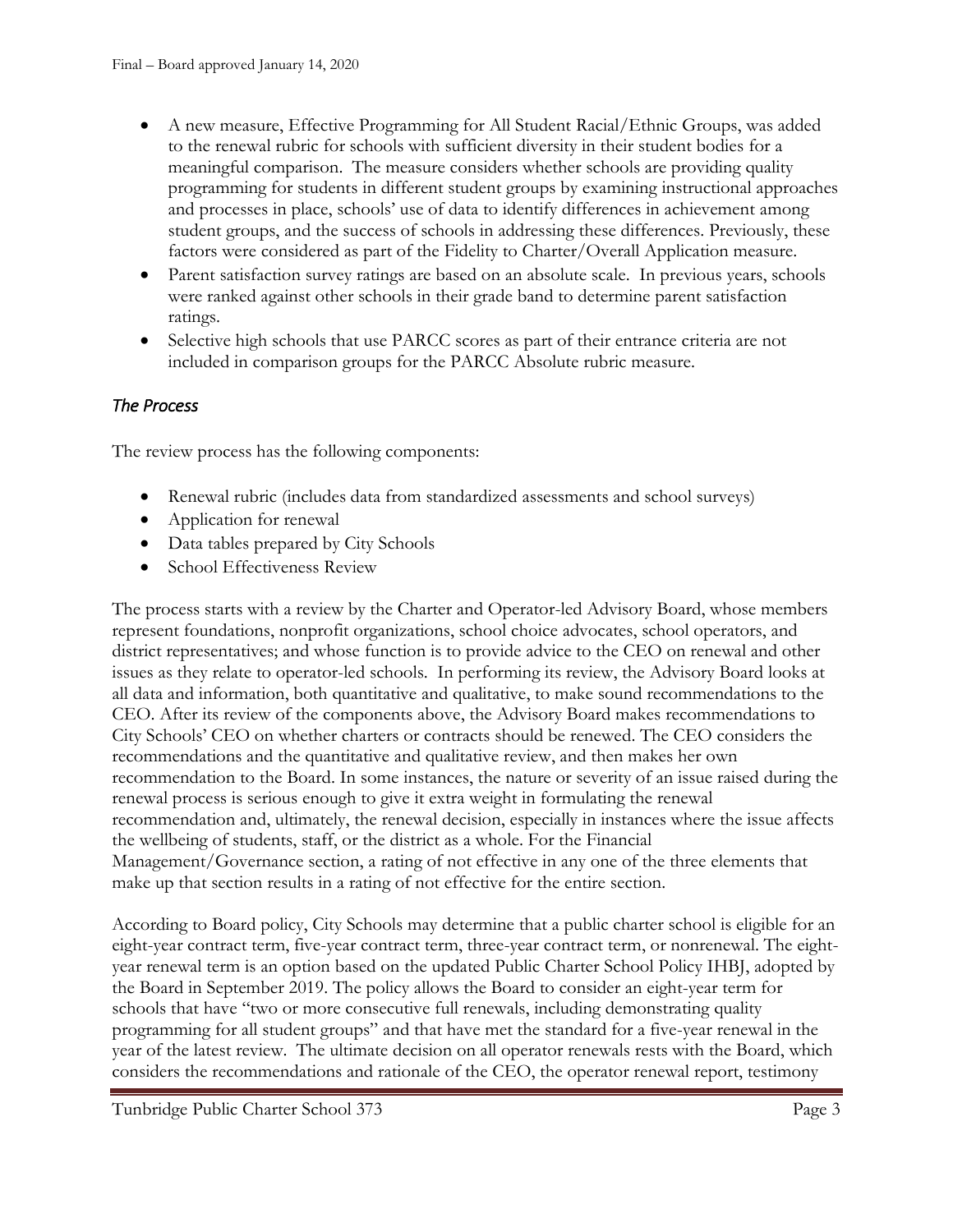- A new measure, Effective Programming for All Student Racial/Ethnic Groups, was added to the renewal rubric for schools with sufficient diversity in their student bodies for a meaningful comparison. The measure considers whether schools are providing quality programming for students in different student groups by examining instructional approaches and processes in place, schools' use of data to identify differences in achievement among student groups, and the success of schools in addressing these differences. Previously, these factors were considered as part of the Fidelity to Charter/Overall Application measure.
- Parent satisfaction survey ratings are based on an absolute scale. In previous years, schools were ranked against other schools in their grade band to determine parent satisfaction ratings.
- Selective high schools that use PARCC scores as part of their entrance criteria are not included in comparison groups for the PARCC Absolute rubric measure.

### *The Process*

The review process has the following components:

- Renewal rubric (includes data from standardized assessments and school surveys)
- Application for renewal
- Data tables prepared by City Schools
- School Effectiveness Review

The process starts with a review by the Charter and Operator-led Advisory Board, whose members represent foundations, nonprofit organizations, school choice advocates, school operators, and district representatives; and whose function is to provide advice to the CEO on renewal and other issues as they relate to operator-led schools. In performing its review, the Advisory Board looks at all data and information, both quantitative and qualitative, to make sound recommendations to the CEO. After its review of the components above, the Advisory Board makes recommendations to City Schools' CEO on whether charters or contracts should be renewed. The CEO considers the recommendations and the quantitative and qualitative review, and then makes her own recommendation to the Board. In some instances, the nature or severity of an issue raised during the renewal process is serious enough to give it extra weight in formulating the renewal recommendation and, ultimately, the renewal decision, especially in instances where the issue affects the wellbeing of students, staff, or the district as a whole. For the Financial Management/Governance section, a rating of not effective in any one of the three elements that make up that section results in a rating of not effective for the entire section.

According to Board policy, City Schools may determine that a public charter school is eligible for an eight-year contract term, five-year contract term, three-year contract term, or nonrenewal. The eight-year renewal term is an option based on the updated Public Charter School Policy IHBJ, adopted by the Board in September 2019. The policy allows the Board to consider an eight-year term for schools that have "two or more consecutive full renewals, including demonstrating quality programming for all student groups" and that have met the standard for a five-year renewal in the year of the latest review. The ultimate decision on all operator renewals rests with the Board, which considers the recommendations and rationale of the CEO, the operator renewal report, testimony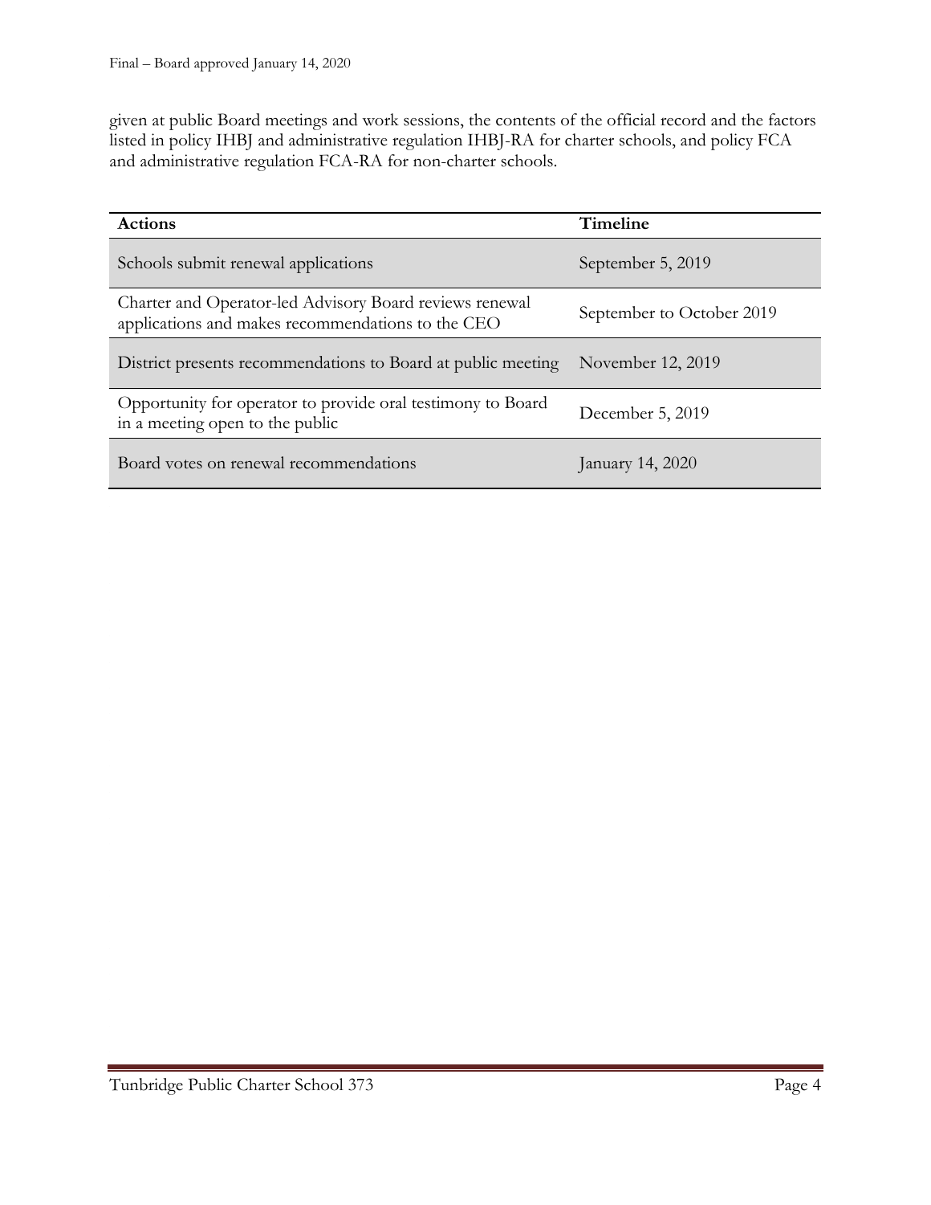given at public Board meetings and work sessions, the contents of the official record and the factors listed in policy IHBJ and administrative regulation IHBJ-RA for charter schools, and policy FCA and administrative regulation FCA-RA for non-charter schools.

| Actions | Timeline |
| --- | --- |
| Schools submit renewal applications | September 5, 2019 |
| Charter and Operator-led Advisory Board reviews renewal applications and makes recommendations to the CEO | September to October 2019 |
| District presents recommendations to Board at public meeting | November 12, 2019 |
| Opportunity for operator to provide oral testimony to Board in a meeting open to the public | December 5, 2019 |
| Board votes on renewal recommendations | January 14, 2020 |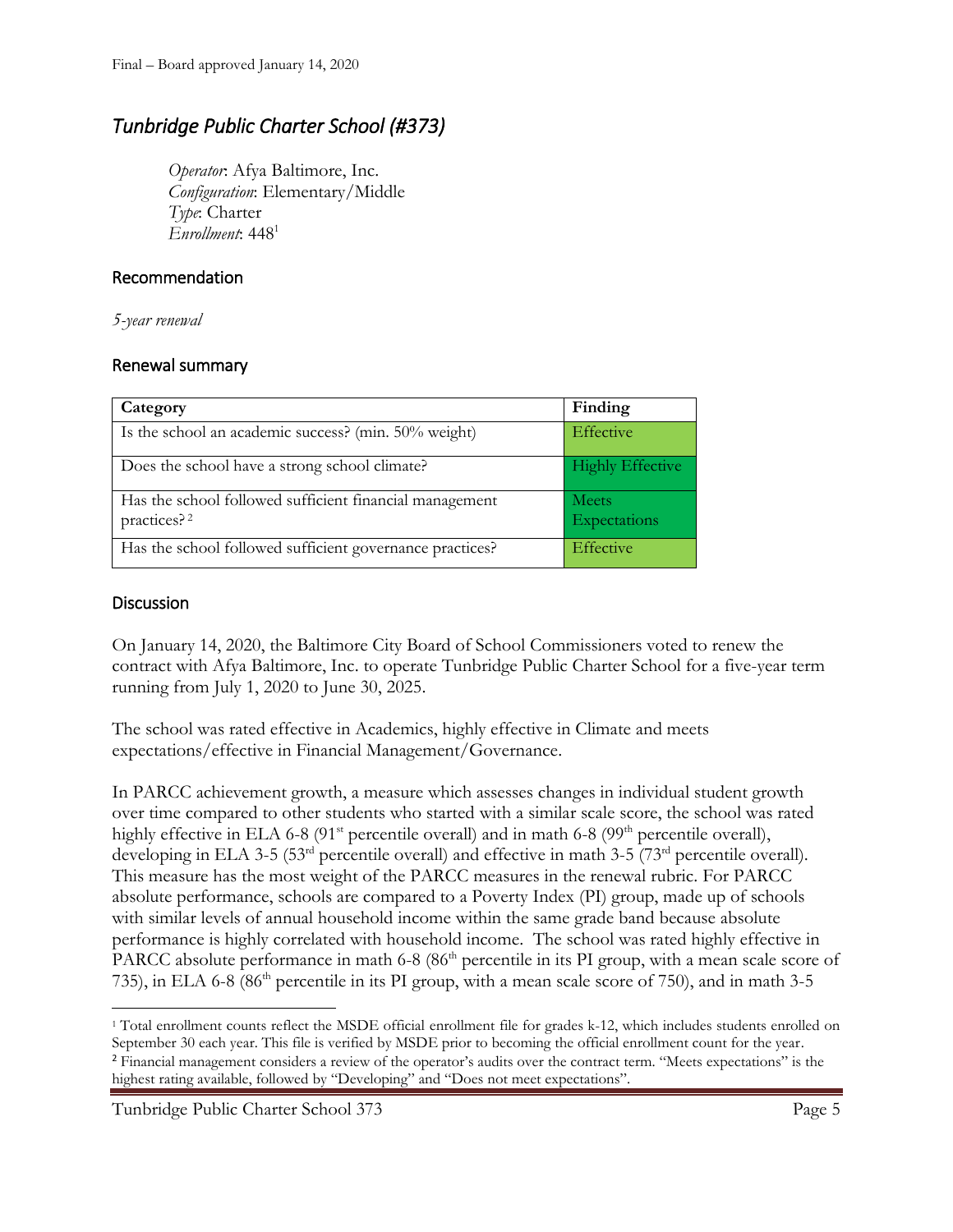## *Tunbridge Public Charter School (#373)*

*Operator*: Afya Baltimore, Inc.
*Configuration*: Elementary/Middle
*Type*: Charter
*Enrollment*: 448[1]

### Recommendation

*5-year renewal*

### Renewal summary

| Category | Finding |
|---|---|
| Is the school an academic success? (min. 50% weight) | Effective |
| Does the school have a strong school climate? | Highly Effective |
| Has the school followed sufficient financial management practices?[2] | Meets Expectations |
| Has the school followed sufficient governance practices? | Effective |

### Discussion

On January 14, 2020, the Baltimore City Board of School Commissioners voted to renew the contract with Afya Baltimore, Inc. to operate Tunbridge Public Charter School for a five-year term running from July 1, 2020 to June 30, 2025.

The school was rated effective in Academics, highly effective in Climate and meets expectations/effective in Financial Management/Governance.

In PARCC achievement growth, a measure which assesses changes in individual student growth over time compared to other students who started with a similar scale score, the school was rated highly effective in ELA 6-8 (91st percentile overall) and in math 6-8 (99th percentile overall), developing in ELA 3-5 (53rd percentile overall) and effective in math 3-5 (73rd percentile overall). This measure has the most weight of the PARCC measures in the renewal rubric. For PARCC absolute performance, schools are compared to a Poverty Index (PI) group, made up of schools with similar levels of annual household income within the same grade band because absolute performance is highly correlated with household income. The school was rated highly effective in PARCC absolute performance in math 6-8 (86th percentile in its PI group, with a mean scale score of 735), in ELA 6-8 (86th percentile in its PI group, with a mean scale score of 750), and in math 3-5

[1] Total enrollment counts reflect the MSDE official enrollment file for grades k-12, which includes students enrolled on September 30 each year. This file is verified by MSDE prior to becoming the official enrollment count for the year.

[2] Financial management considers a review of the operator's audits over the contract term. "Meets expectations" is the highest rating available, followed by "Developing" and "Does not meet expectations".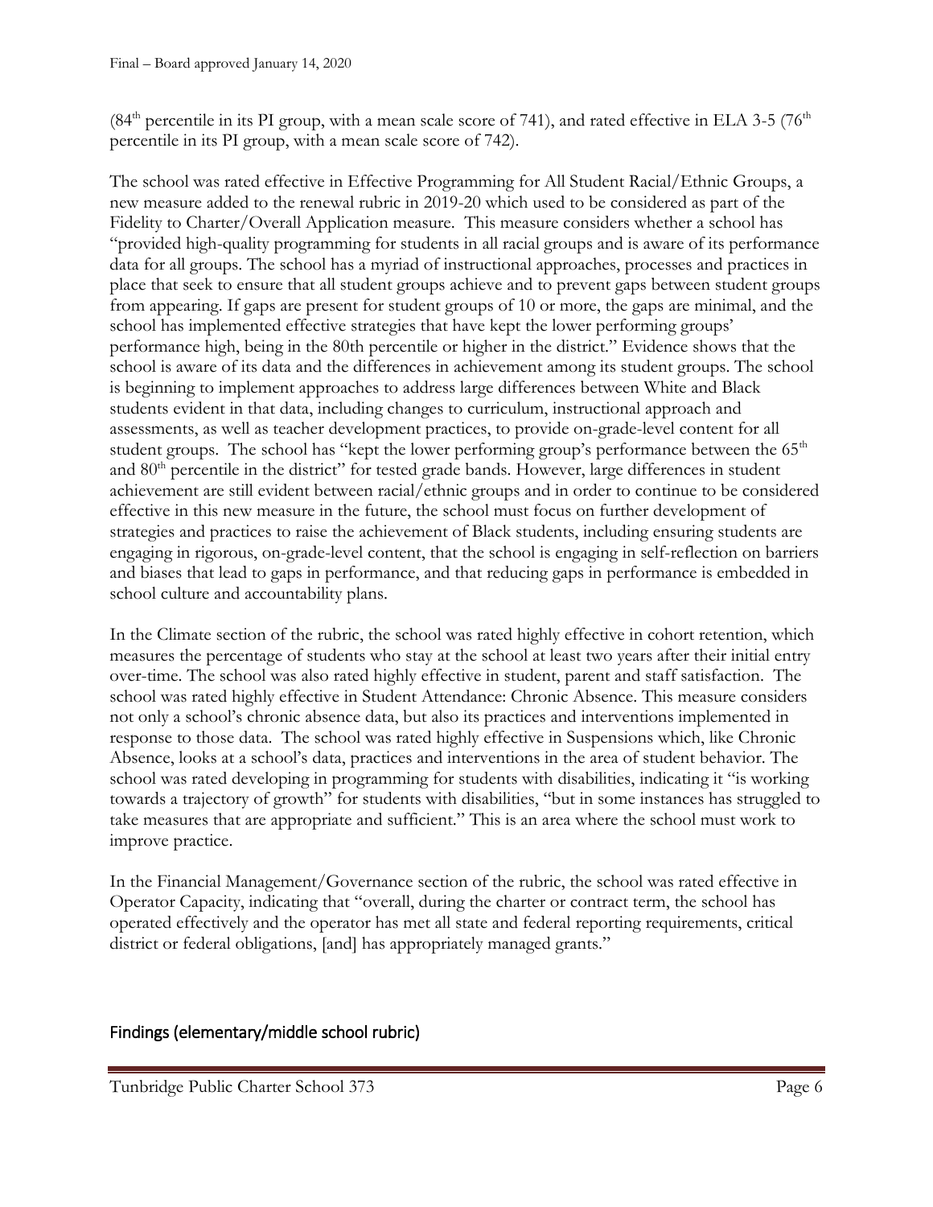(84th percentile in its PI group, with a mean scale score of 741), and rated effective in ELA 3-5 (76th percentile in its PI group, with a mean scale score of 742).

The school was rated effective in Effective Programming for All Student Racial/Ethnic Groups, a new measure added to the renewal rubric in 2019-20 which used to be considered as part of the Fidelity to Charter/Overall Application measure. This measure considers whether a school has "provided high-quality programming for students in all racial groups and is aware of its performance data for all groups. The school has a myriad of instructional approaches, processes and practices in place that seek to ensure that all student groups achieve and to prevent gaps between student groups from appearing. If gaps are present for student groups of 10 or more, the gaps are minimal, and the school has implemented effective strategies that have kept the lower performing groups' performance high, being in the 80th percentile or higher in the district." Evidence shows that the school is aware of its data and the differences in achievement among its student groups. The school is beginning to implement approaches to address large differences between White and Black students evident in that data, including changes to curriculum, instructional approach and assessments, as well as teacher development practices, to provide on-grade-level content for all student groups. The school has "kept the lower performing group's performance between the 65th and 80th percentile in the district" for tested grade bands. However, large differences in student achievement are still evident between racial/ethnic groups and in order to continue to be considered effective in this new measure in the future, the school must focus on further development of strategies and practices to raise the achievement of Black students, including ensuring students are engaging in rigorous, on-grade-level content, that the school is engaging in self-reflection on barriers and biases that lead to gaps in performance, and that reducing gaps in performance is embedded in school culture and accountability plans.

In the Climate section of the rubric, the school was rated highly effective in cohort retention, which measures the percentage of students who stay at the school at least two years after their initial entry over-time. The school was also rated highly effective in student, parent and staff satisfaction. The school was rated highly effective in Student Attendance: Chronic Absence. This measure considers not only a school's chronic absence data, but also its practices and interventions implemented in response to those data. The school was rated highly effective in Suspensions which, like Chronic Absence, looks at a school's data, practices and interventions in the area of student behavior. The school was rated developing in programming for students with disabilities, indicating it "is working towards a trajectory of growth" for students with disabilities, "but in some instances has struggled to take measures that are appropriate and sufficient." This is an area where the school must work to improve practice.

In the Financial Management/Governance section of the rubric, the school was rated effective in Operator Capacity, indicating that "overall, during the charter or contract term, the school has operated effectively and the operator has met all state and federal reporting requirements, critical district or federal obligations, [and] has appropriately managed grants."

## Findings (elementary/middle school rubric)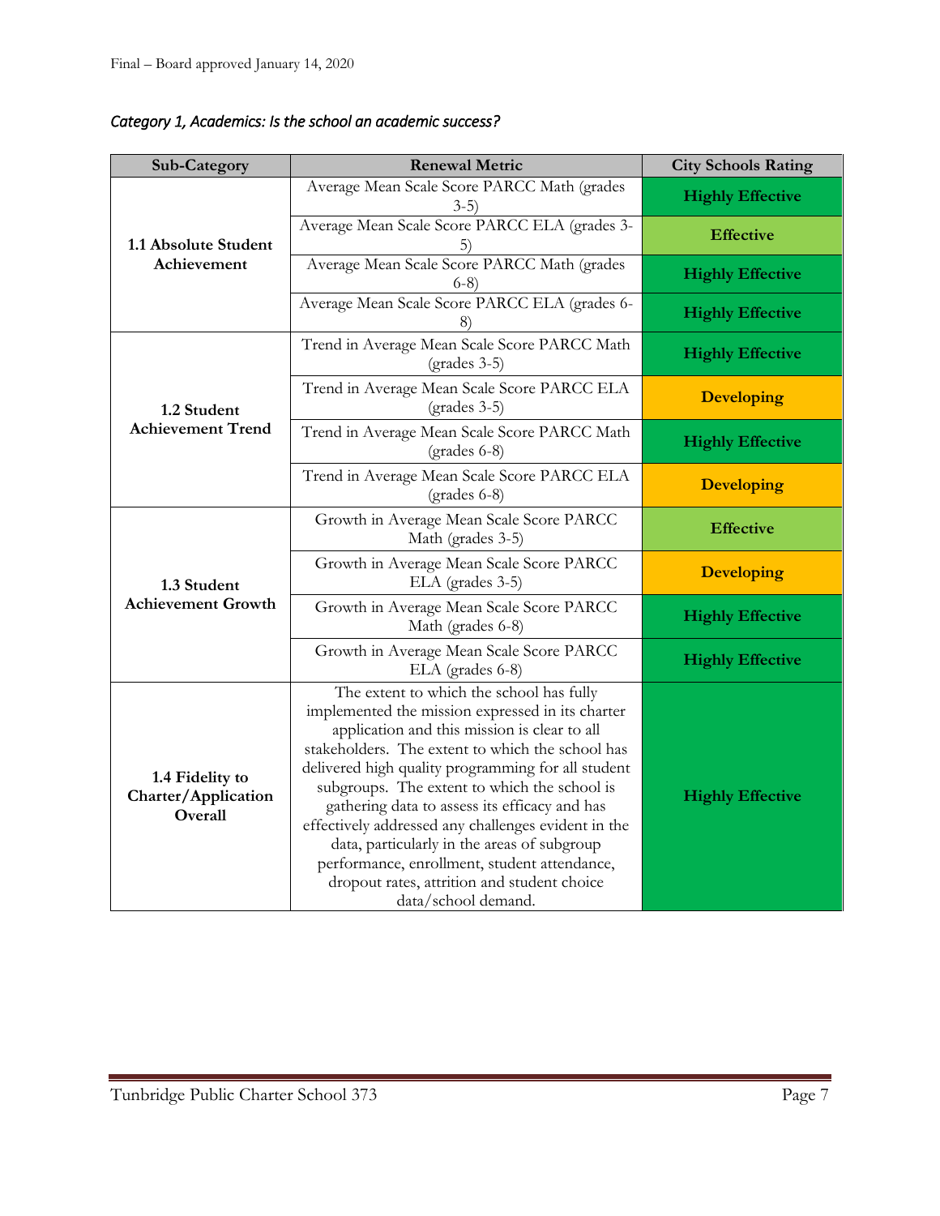*Category 1, Academics: Is the school an academic success?*

| Sub-Category | Renewal Metric | City Schools Rating |
| --- | --- | --- |
| **1.1 Absolute Student Achievement** | Average Mean Scale Score PARCC Math (grades 3-5) | **Highly Effective** |
| | Average Mean Scale Score PARCC ELA (grades 3-5) | **Effective** |
| | Average Mean Scale Score PARCC Math (grades 6-8) | **Highly Effective** |
| | Average Mean Scale Score PARCC ELA (grades 6-8) | **Highly Effective** |
| **1.2 Student Achievement Trend** | Trend in Average Mean Scale Score PARCC Math (grades 3-5) | **Highly Effective** |
| | Trend in Average Mean Scale Score PARCC ELA (grades 3-5) | **Developing** |
| | Trend in Average Mean Scale Score PARCC Math (grades 6-8) | **Highly Effective** |
| | Trend in Average Mean Scale Score PARCC ELA (grades 6-8) | **Developing** |
| **1.3 Student Achievement Growth** | Growth in Average Mean Scale Score PARCC Math (grades 3-5) | **Effective** |
| | Growth in Average Mean Scale Score PARCC ELA (grades 3-5) | **Developing** |
| | Growth in Average Mean Scale Score PARCC Math (grades 6-8) | **Highly Effective** |
| | Growth in Average Mean Scale Score PARCC ELA (grades 6-8) | **Highly Effective** |
| **1.4 Fidelity to Charter/Application Overall** | The extent to which the school has fully implemented the mission expressed in its charter application and this mission is clear to all stakeholders. The extent to which the school has delivered high quality programming for all student subgroups. The extent to which the school is gathering data to assess its efficacy and has effectively addressed any challenges evident in the data, particularly in the areas of subgroup performance, enrollment, student attendance, dropout rates, attrition and student choice data/school demand. | **Highly Effective** |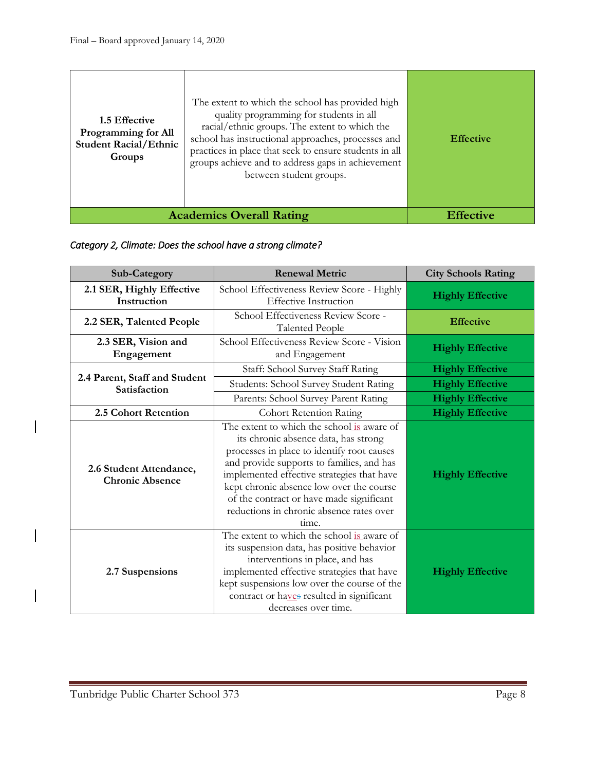| | | |
|---|---|---|
| **1.5 Effective Programming for All Student Racial/Ethnic Groups** | The extent to which the school has provided high quality programming for students in all racial/ethnic groups. The extent to which the school has instructional approaches, processes and practices in place that seek to ensure students in all groups achieve and to address gaps in achievement between student groups. | **Effective** |
| **Academics Overall Rating** | | **Effective** |

*Category 2, Climate: Does the school have a strong climate?*

| Sub-Category | Renewal Metric | City Schools Rating |
|---|---|---|
| **2.1 SER, Highly Effective Instruction** | School Effectiveness Review Score - Highly Effective Instruction | **Highly Effective** |
| **2.2 SER, Talented People** | School Effectiveness Review Score - Talented People | **Effective** |
| **2.3 SER, Vision and Engagement** | School Effectiveness Review Score - Vision and Engagement | **Highly Effective** |
| **2.4 Parent, Staff and Student Satisfaction** | Staff: School Survey Staff Rating | **Highly Effective** |
| | Students: School Survey Student Rating | **Highly Effective** |
| | Parents: School Survey Parent Rating | **Highly Effective** |
| **2.5 Cohort Retention** | Cohort Retention Rating | **Highly Effective** |
| **2.6 Student Attendance, Chronic Absence** | The extent to which the school is aware of its chronic absence data, has strong processes in place to identify root causes and provide supports to families, and has implemented effective strategies that have kept chronic absence low over the course of the contract or have made significant reductions in chronic absence rates over time. | **Highly Effective** |
| **2.7 Suspensions** | The extent to which the school is aware of its suspension data, has positive behavior interventions in place, and has implemented effective strategies that have kept suspensions low over the course of the contract or haves resulted in significant decreases over time. | **Highly Effective** |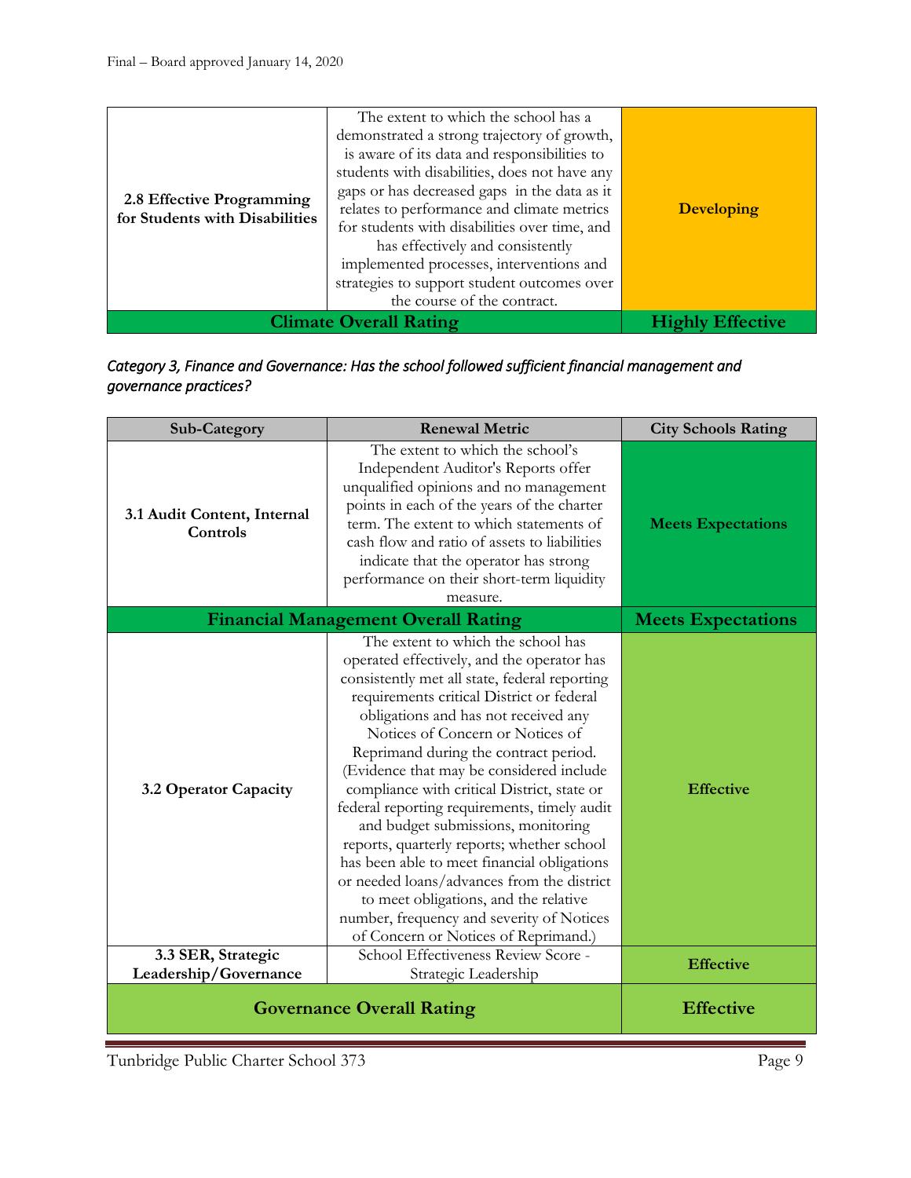| | | |
|---|---|---|
| **2.8 Effective Programming for Students with Disabilities** | The extent to which the school has a demonstrated a strong trajectory of growth, is aware of its data and responsibilities to students with disabilities, does not have any gaps or has decreased gaps in the data as it relates to performance and climate metrics for students with disabilities over time, and has effectively and consistently implemented processes, interventions and strategies to support student outcomes over the course of the contract. | **Developing** |
| **Climate Overall Rating** | | **Highly Effective** |

*Category 3, Finance and Governance: Has the school followed sufficient financial management and governance practices?*

| Sub-Category | Renewal Metric | City Schools Rating |
|---|---|---|
| **3.1 Audit Content, Internal Controls** | The extent to which the school's Independent Auditor's Reports offer unqualified opinions and no management points in each of the years of the charter term. The extent to which statements of cash flow and ratio of assets to liabilities indicate that the operator has strong performance on their short-term liquidity measure. | **Meets Expectations** |
| **Financial Management Overall Rating** | | **Meets Expectations** |
| **3.2 Operator Capacity** | The extent to which the school has operated effectively, and the operator has consistently met all state, federal reporting requirements critical District or federal obligations and has not received any Notices of Concern or Notices of Reprimand during the contract period. (Evidence that may be considered include compliance with critical District, state or federal reporting requirements, timely audit and budget submissions, monitoring reports, quarterly reports; whether school has been able to meet financial obligations or needed loans/advances from the district to meet obligations, and the relative number, frequency and severity of Notices of Concern or Notices of Reprimand.) | **Effective** |
| **3.3 SER, Strategic Leadership/Governance** | School Effectiveness Review Score - Strategic Leadership | **Effective** |
| **Governance Overall Rating** | | **Effective** |